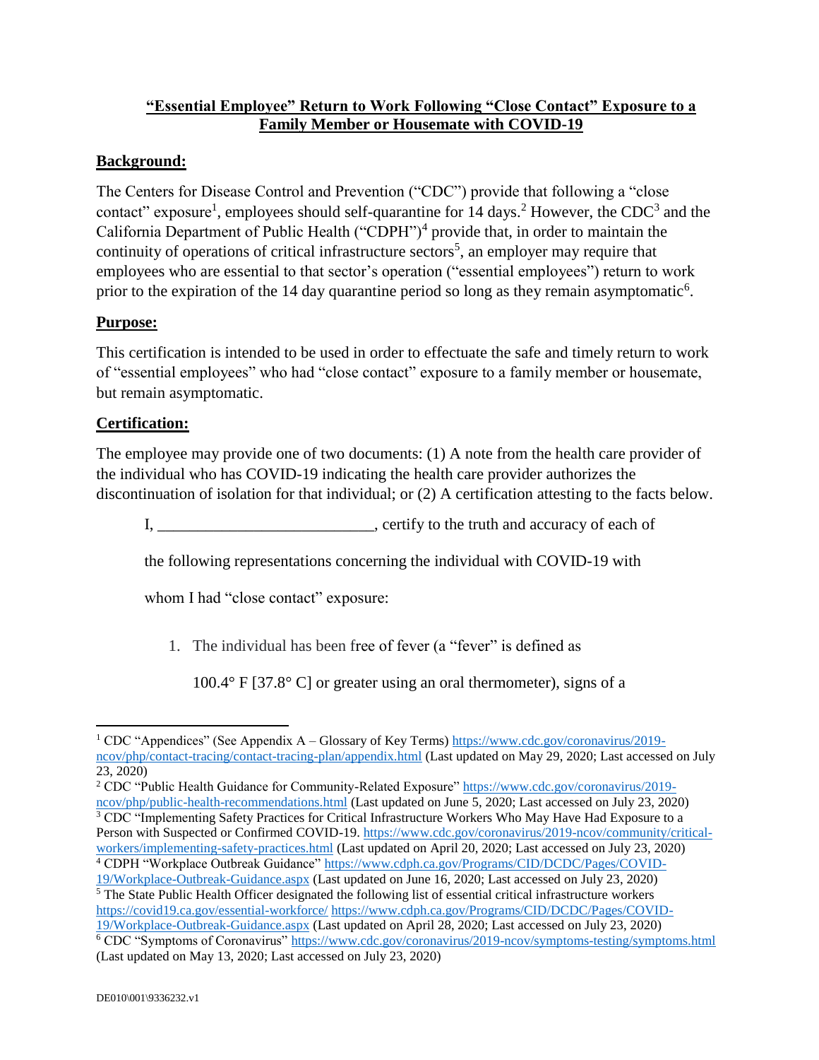**"Essential Employee" Return to Work Following "Close Contact" Exposure to a Family Member or Housemate with COVID-19**

## Background:

The Centers for Disease Control and Prevention ("CDC") provide that following a "close contact" exposure[1], employees should self-quarantine for 14 days.[2] However, the CDC[3] and the California Department of Public Health ("CDPH")[4] provide that, in order to maintain the continuity of operations of critical infrastructure sectors[5], an employer may require that employees who are essential to that sector's operation ("essential employees") return to work prior to the expiration of the 14 day quarantine period so long as they remain asymptomatic[6].

## Purpose:

This certification is intended to be used in order to effectuate the safe and timely return to work of "essential employees" who had "close contact" exposure to a family member or housemate, but remain asymptomatic.

## Certification:

The employee may provide one of two documents: (1) A note from the health care provider of the individual who has COVID-19 indicating the health care provider authorizes the discontinuation of isolation for that individual; or (2) A certification attesting to the facts below.

I, ___________________________, certify to the truth and accuracy of each of the following representations concerning the individual with COVID-19 with whom I had "close contact" exposure:

1. The individual has been free of fever (a "fever" is defined as 100.4° F [37.8° C] or greater using an oral thermometer), signs of a

---

[1] CDC "Appendices" (See Appendix A – Glossary of Key Terms) https://www.cdc.gov/coronavirus/2019-ncov/php/contact-tracing/contact-tracing-plan/appendix.html (Last updated on May 29, 2020; Last accessed on July 23, 2020)

[2] CDC "Public Health Guidance for Community-Related Exposure" https://www.cdc.gov/coronavirus/2019-ncov/php/public-health-recommendations.html (Last updated on June 5, 2020; Last accessed on July 23, 2020)

[3] CDC "Implementing Safety Practices for Critical Infrastructure Workers Who May Have Had Exposure to a Person with Suspected or Confirmed COVID-19. https://www.cdc.gov/coronavirus/2019-ncov/community/critical-workers/implementing-safety-practices.html (Last updated on April 20, 2020; Last accessed on July 23, 2020)

[4] CDPH "Workplace Outbreak Guidance" https://www.cdph.ca.gov/Programs/CID/DCDC/Pages/COVID-19/Workplace-Outbreak-Guidance.aspx (Last updated on June 16, 2020; Last accessed on July 23, 2020)

[5] The State Public Health Officer designated the following list of essential critical infrastructure workers https://covid19.ca.gov/essential-workforce/ https://www.cdph.ca.gov/Programs/CID/DCDC/Pages/COVID-19/Workplace-Outbreak-Guidance.aspx (Last updated on April 28, 2020; Last accessed on July 23, 2020)

[6] CDC "Symptoms of Coronavirus" https://www.cdc.gov/coronavirus/2019-ncov/symptoms-testing/symptoms.html (Last updated on May 13, 2020; Last accessed on July 23, 2020)

DE010\001\9336232.v1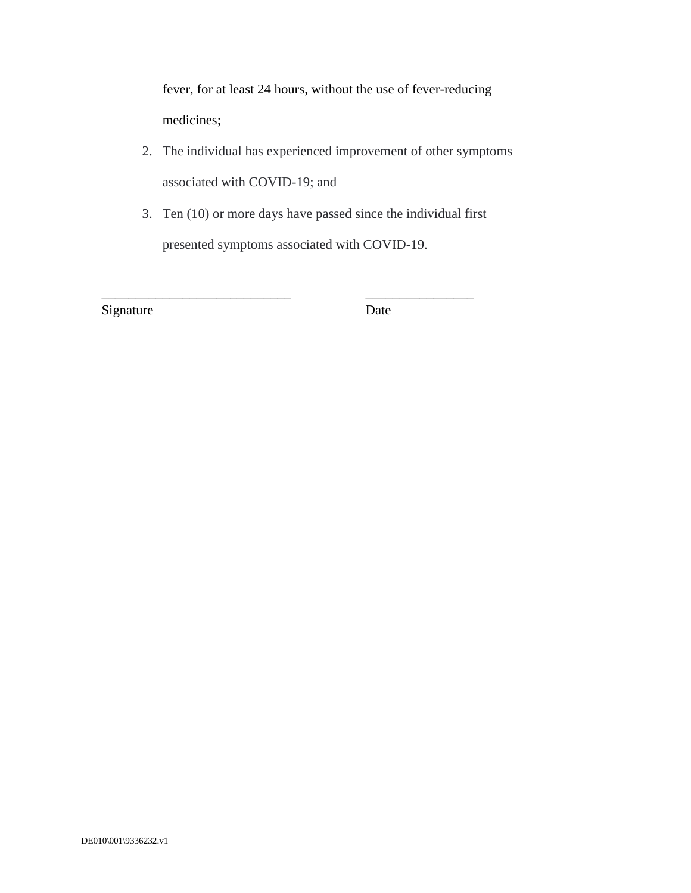fever, for at least 24 hours, without the use of fever-reducing medicines;

2. The individual has experienced improvement of other symptoms associated with COVID-19; and
3. Ten (10) or more days have passed since the individual first presented symptoms associated with COVID-19.

\_\_\_\_\_\_\_\_\_\_\_\_\_\_\_\_\_\_\_\_\_\_\_\_\_\_\_\_ \_\_\_\_\_\_\_\_\_\_\_\_\_\_\_\_

Signature Date

DE010\001\9336232.v1